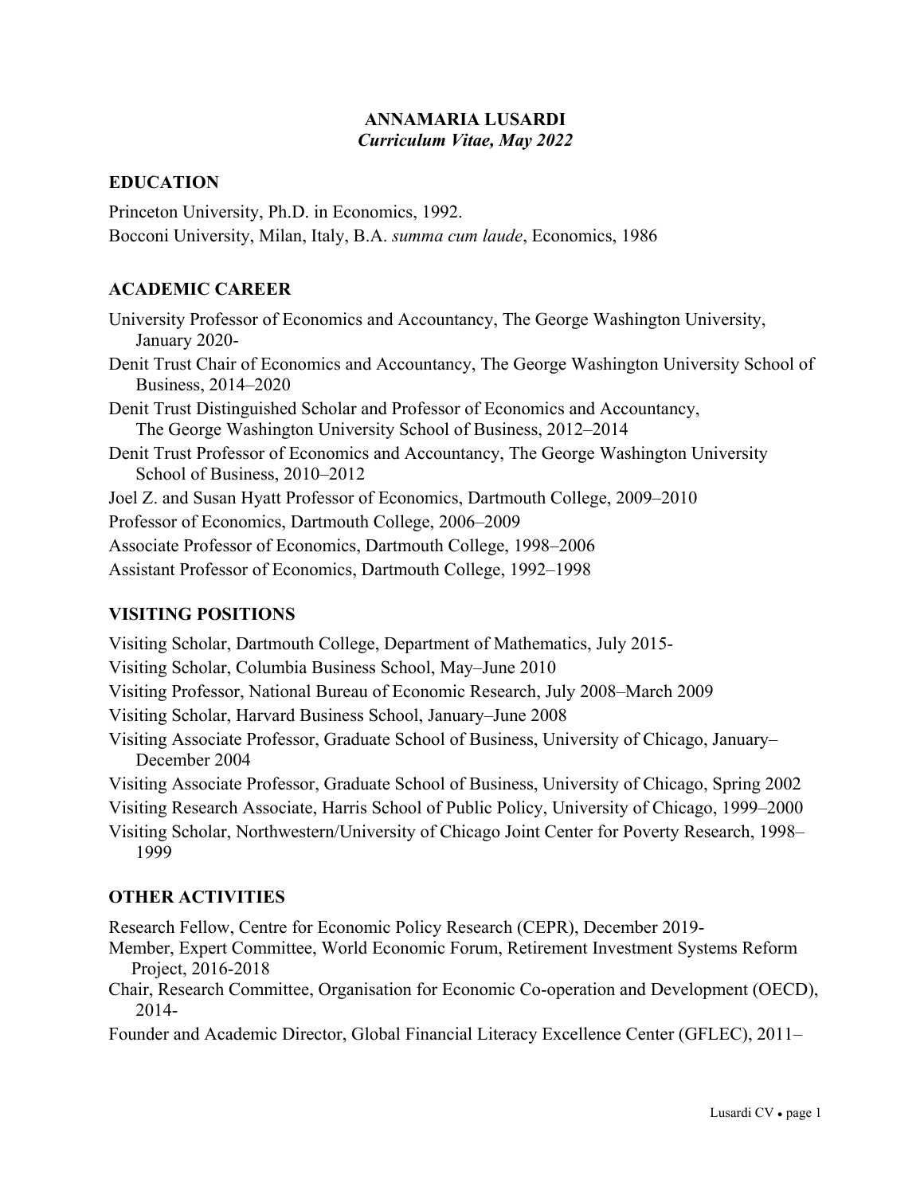# ANNAMARIA LUSARDI
*Curriculum Vitae, May 2022*

## EDUCATION

Princeton University, Ph.D. in Economics, 1992.
Bocconi University, Milan, Italy, B.A. *summa cum laude*, Economics, 1986

## ACADEMIC CAREER

University Professor of Economics and Accountancy, The George Washington University, January 2020-
Denit Trust Chair of Economics and Accountancy, The George Washington University School of Business, 2014–2020
Denit Trust Distinguished Scholar and Professor of Economics and Accountancy, The George Washington University School of Business, 2012–2014
Denit Trust Professor of Economics and Accountancy, The George Washington University School of Business, 2010–2012
Joel Z. and Susan Hyatt Professor of Economics, Dartmouth College, 2009–2010
Professor of Economics, Dartmouth College, 2006–2009
Associate Professor of Economics, Dartmouth College, 1998–2006
Assistant Professor of Economics, Dartmouth College, 1992–1998

## VISITING POSITIONS

Visiting Scholar, Dartmouth College, Department of Mathematics, July 2015-
Visiting Scholar, Columbia Business School, May–June 2010
Visiting Professor, National Bureau of Economic Research, July 2008–March 2009
Visiting Scholar, Harvard Business School, January–June 2008
Visiting Associate Professor, Graduate School of Business, University of Chicago, January–December 2004
Visiting Associate Professor, Graduate School of Business, University of Chicago, Spring 2002
Visiting Research Associate, Harris School of Public Policy, University of Chicago, 1999–2000
Visiting Scholar, Northwestern/University of Chicago Joint Center for Poverty Research, 1998–1999

## OTHER ACTIVITIES

Research Fellow, Centre for Economic Policy Research (CEPR), December 2019-
Member, Expert Committee, World Economic Forum, Retirement Investment Systems Reform Project, 2016-2018
Chair, Research Committee, Organisation for Economic Co-operation and Development (OECD), 2014-
Founder and Academic Director, Global Financial Literacy Excellence Center (GFLEC), 2011–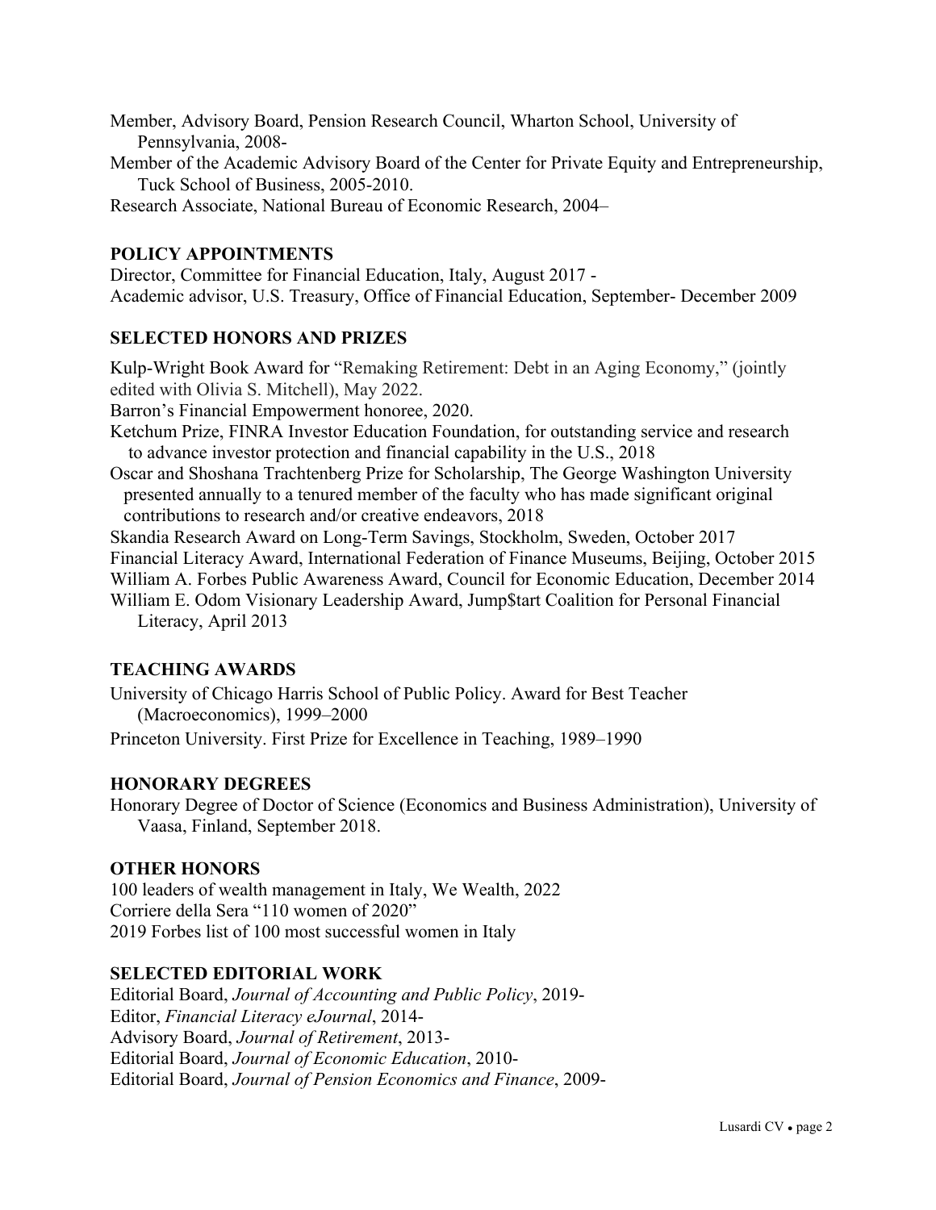Member, Advisory Board, Pension Research Council, Wharton School, University of Pennsylvania, 2008-

Member of the Academic Advisory Board of the Center for Private Equity and Entrepreneurship, Tuck School of Business, 2005-2010.

Research Associate, National Bureau of Economic Research, 2004–

## POLICY APPOINTMENTS

Director, Committee for Financial Education, Italy, August 2017 -

Academic advisor, U.S. Treasury, Office of Financial Education, September- December 2009

## SELECTED HONORS AND PRIZES

Kulp-Wright Book Award for "Remaking Retirement: Debt in an Aging Economy," (jointly edited with Olivia S. Mitchell), May 2022.

Barron's Financial Empowerment honoree, 2020.

Ketchum Prize, FINRA Investor Education Foundation, for outstanding service and research to advance investor protection and financial capability in the U.S., 2018

Oscar and Shoshana Trachtenberg Prize for Scholarship, The George Washington University presented annually to a tenured member of the faculty who has made significant original contributions to research and/or creative endeavors, 2018

Skandia Research Award on Long-Term Savings, Stockholm, Sweden, October 2017

Financial Literacy Award, International Federation of Finance Museums, Beijing, October 2015

William A. Forbes Public Awareness Award, Council for Economic Education, December 2014

William E. Odom Visionary Leadership Award, Jump$tart Coalition for Personal Financial Literacy, April 2013

## TEACHING AWARDS

University of Chicago Harris School of Public Policy. Award for Best Teacher (Macroeconomics), 1999–2000

Princeton University. First Prize for Excellence in Teaching, 1989–1990

## HONORARY DEGREES

Honorary Degree of Doctor of Science (Economics and Business Administration), University of Vaasa, Finland, September 2018.

## OTHER HONORS

100 leaders of wealth management in Italy, We Wealth, 2022

Corriere della Sera "110 women of 2020"

2019 Forbes list of 100 most successful women in Italy

## SELECTED EDITORIAL WORK

Editorial Board, *Journal of Accounting and Public Policy*, 2019-

Editor, *Financial Literacy eJournal*, 2014-

Advisory Board, *Journal of Retirement*, 2013-

Editorial Board, *Journal of Economic Education*, 2010-

Editorial Board, *Journal of Pension Economics and Finance*, 2009-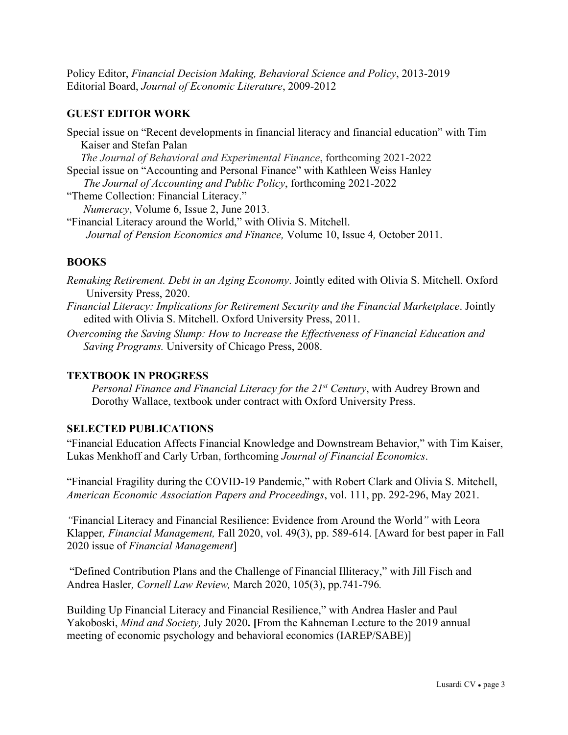Policy Editor, *Financial Decision Making, Behavioral Science and Policy*, 2013-2019
Editorial Board, *Journal of Economic Literature*, 2009-2012

## GUEST EDITOR WORK

Special issue on "Recent developments in financial literacy and financial education" with Tim Kaiser and Stefan Palan
*The Journal of Behavioral and Experimental Finance*, forthcoming 2021-2022

Special issue on "Accounting and Personal Finance" with Kathleen Weiss Hanley
*The Journal of Accounting and Public Policy*, forthcoming 2021-2022

"Theme Collection: Financial Literacy."
*Numeracy*, Volume 6, Issue 2, June 2013.

"Financial Literacy around the World," with Olivia S. Mitchell.
*Journal of Pension Economics and Finance,* Volume 10, Issue 4*,* October 2011.

## BOOKS

*Remaking Retirement. Debt in an Aging Economy*. Jointly edited with Olivia S. Mitchell. Oxford University Press, 2020.

*Financial Literacy: Implications for Retirement Security and the Financial Marketplace*. Jointly edited with Olivia S. Mitchell. Oxford University Press, 2011.

*Overcoming the Saving Slump: How to Increase the Effectiveness of Financial Education and Saving Programs.* University of Chicago Press, 2008.

## TEXTBOOK IN PROGRESS

*Personal Finance and Financial Literacy for the 21st Century*, with Audrey Brown and Dorothy Wallace, textbook under contract with Oxford University Press.

## SELECTED PUBLICATIONS

"Financial Education Affects Financial Knowledge and Downstream Behavior," with Tim Kaiser, Lukas Menkhoff and Carly Urban, forthcoming *Journal of Financial Economics*.

"Financial Fragility during the COVID-19 Pandemic," with Robert Clark and Olivia S. Mitchell, *American Economic Association Papers and Proceedings*, vol. 111, pp. 292-296, May 2021.

*"*Financial Literacy and Financial Resilience: Evidence from Around the World*"* with Leora Klapper*, Financial Management,* Fall 2020, vol. 49(3), pp. 589-614. [Award for best paper in Fall 2020 issue of *Financial Management*]

"Defined Contribution Plans and the Challenge of Financial Illiteracy," with Jill Fisch and Andrea Hasler*, Cornell Law Review,* March 2020, 105(3), pp.741-796*.*

Building Up Financial Literacy and Financial Resilience," with Andrea Hasler and Paul Yakoboski, *Mind and Society,* July 2020**. [**From the Kahneman Lecture to the 2019 annual meeting of economic psychology and behavioral economics (IAREP/SABE)]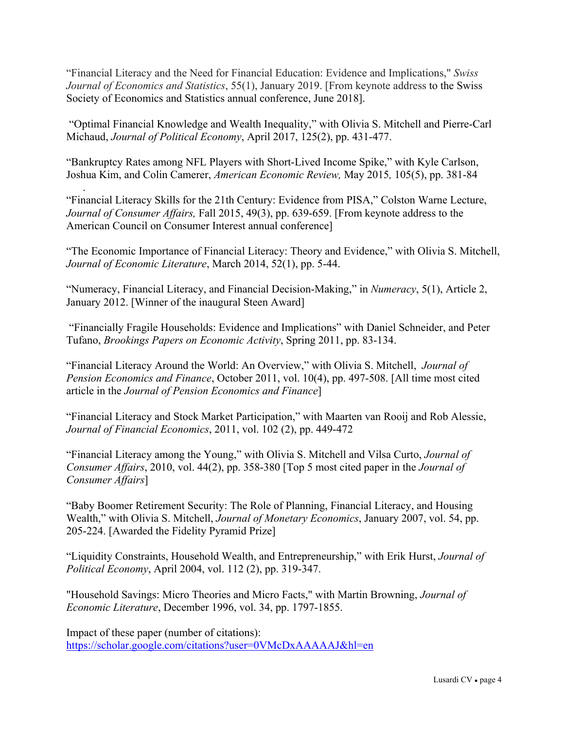"Financial Literacy and the Need for Financial Education: Evidence and Implications," *Swiss Journal of Economics and Statistics*, 55(1), January 2019. [From keynote address to the Swiss Society of Economics and Statistics annual conference, June 2018].

"Optimal Financial Knowledge and Wealth Inequality," with Olivia S. Mitchell and Pierre-Carl Michaud, *Journal of Political Economy*, April 2017, 125(2), pp. 431-477.

"Bankruptcy Rates among NFL Players with Short-Lived Income Spike," with Kyle Carlson, Joshua Kim, and Colin Camerer, *American Economic Review,* May 2015*,* 105(5), pp. 381-84
.

"Financial Literacy Skills for the 21th Century: Evidence from PISA," Colston Warne Lecture, *Journal of Consumer Affairs,* Fall 2015, 49(3), pp. 639-659. [From keynote address to the American Council on Consumer Interest annual conference]

"The Economic Importance of Financial Literacy: Theory and Evidence," with Olivia S. Mitchell, *Journal of Economic Literature*, March 2014, 52(1), pp. 5-44.

"Numeracy, Financial Literacy, and Financial Decision-Making," in *Numeracy*, 5(1), Article 2, January 2012. [Winner of the inaugural Steen Award]

"Financially Fragile Households: Evidence and Implications" with Daniel Schneider, and Peter Tufano, *Brookings Papers on Economic Activity*, Spring 2011, pp. 83-134.

"Financial Literacy Around the World: An Overview," with Olivia S. Mitchell, *Journal of Pension Economics and Finance*, October 2011, vol. 10(4), pp. 497-508. [All time most cited article in the *Journal of Pension Economics and Finance*]

"Financial Literacy and Stock Market Participation," with Maarten van Rooij and Rob Alessie, *Journal of Financial Economics*, 2011, vol. 102 (2), pp. 449-472

"Financial Literacy among the Young," with Olivia S. Mitchell and Vilsa Curto, *Journal of Consumer Affairs*, 2010, vol. 44(2), pp. 358-380 [Top 5 most cited paper in the *Journal of Consumer Affairs*]

"Baby Boomer Retirement Security: The Role of Planning, Financial Literacy, and Housing Wealth," with Olivia S. Mitchell, *Journal of Monetary Economics*, January 2007, vol. 54, pp. 205-224. [Awarded the Fidelity Pyramid Prize]

"Liquidity Constraints, Household Wealth, and Entrepreneurship," with Erik Hurst, *Journal of Political Economy*, April 2004, vol. 112 (2), pp. 319-347.

"Household Savings: Micro Theories and Micro Facts," with Martin Browning, *Journal of Economic Literature*, December 1996, vol. 34, pp. 1797-1855.

Impact of these paper (number of citations):
https://scholar.google.com/citations?user=0VMcDxAAAAAJ&hl=en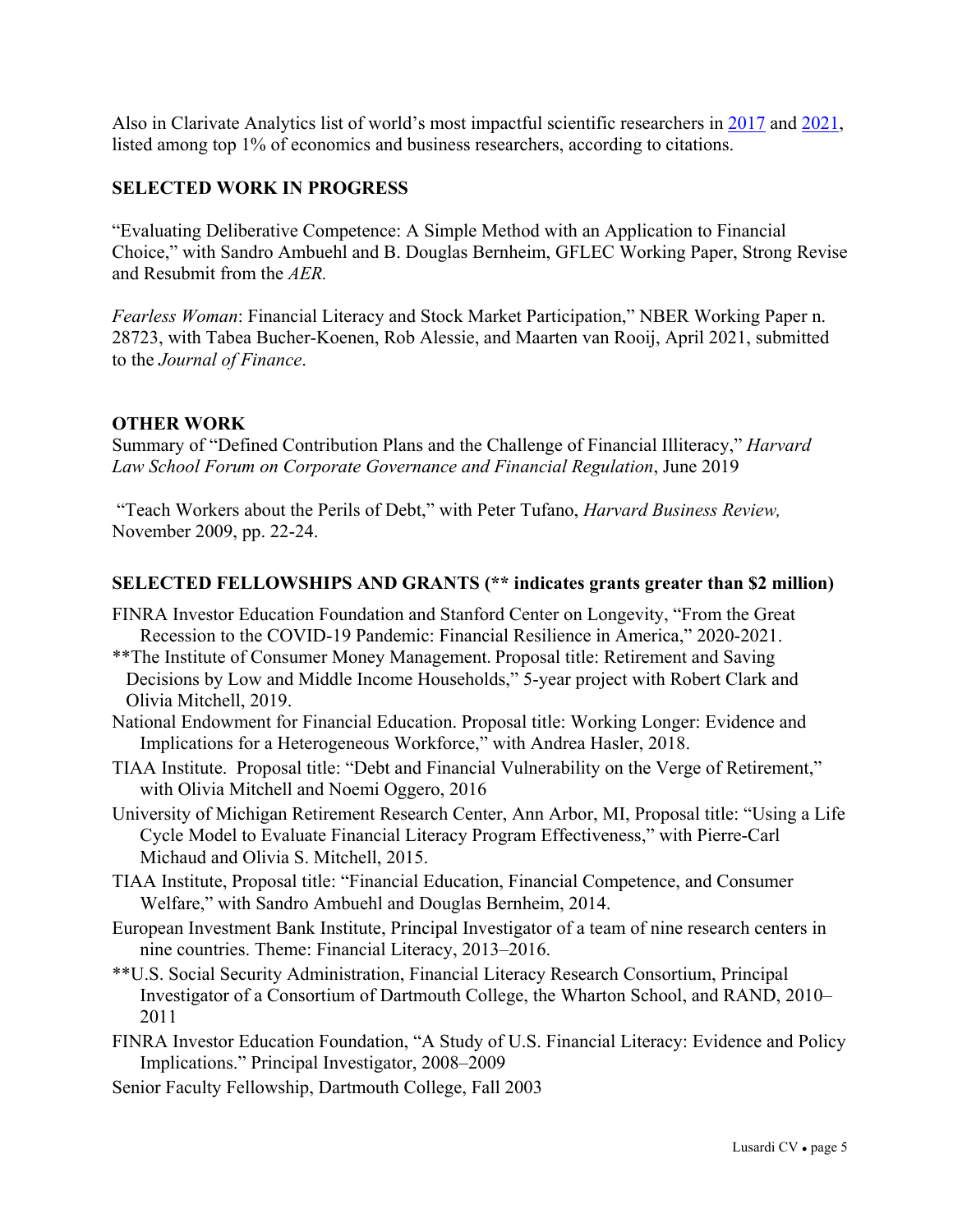Also in Clarivate Analytics list of world's most impactful scientific researchers in [2017](#) and [2021](#), listed among top 1% of economics and business researchers, according to citations.

## SELECTED WORK IN PROGRESS

"Evaluating Deliberative Competence: A Simple Method with an Application to Financial Choice," with Sandro Ambuehl and B. Douglas Bernheim, GFLEC Working Paper, Strong Revise and Resubmit from the *AER.*

*Fearless Woman*: Financial Literacy and Stock Market Participation," NBER Working Paper n. 28723, with Tabea Bucher-Koenen, Rob Alessie, and Maarten van Rooij, April 2021, submitted to the *Journal of Finance*.

## OTHER WORK

Summary of "Defined Contribution Plans and the Challenge of Financial Illiteracy," *Harvard Law School Forum on Corporate Governance and Financial Regulation*, June 2019

"Teach Workers about the Perils of Debt," with Peter Tufano, *Harvard Business Review,* November 2009, pp. 22-24.

## SELECTED FELLOWSHIPS AND GRANTS (** indicates grants greater than $2 million)

FINRA Investor Education Foundation and Stanford Center on Longevity, "From the Great Recession to the COVID-19 Pandemic: Financial Resilience in America," 2020-2021.

**The Institute of Consumer Money Management. Proposal title: Retirement and Saving Decisions by Low and Middle Income Households," 5-year project with Robert Clark and Olivia Mitchell, 2019.

National Endowment for Financial Education. Proposal title: Working Longer: Evidence and Implications for a Heterogeneous Workforce," with Andrea Hasler, 2018.

TIAA Institute. Proposal title: "Debt and Financial Vulnerability on the Verge of Retirement," with Olivia Mitchell and Noemi Oggero, 2016

University of Michigan Retirement Research Center, Ann Arbor, MI, Proposal title: "Using a Life Cycle Model to Evaluate Financial Literacy Program Effectiveness," with Pierre-Carl Michaud and Olivia S. Mitchell, 2015.

TIAA Institute, Proposal title: "Financial Education, Financial Competence, and Consumer Welfare," with Sandro Ambuehl and Douglas Bernheim, 2014.

European Investment Bank Institute, Principal Investigator of a team of nine research centers in nine countries. Theme: Financial Literacy, 2013–2016.

**U.S. Social Security Administration, Financial Literacy Research Consortium, Principal Investigator of a Consortium of Dartmouth College, the Wharton School, and RAND, 2010–2011

FINRA Investor Education Foundation, "A Study of U.S. Financial Literacy: Evidence and Policy Implications." Principal Investigator, 2008–2009

Senior Faculty Fellowship, Dartmouth College, Fall 2003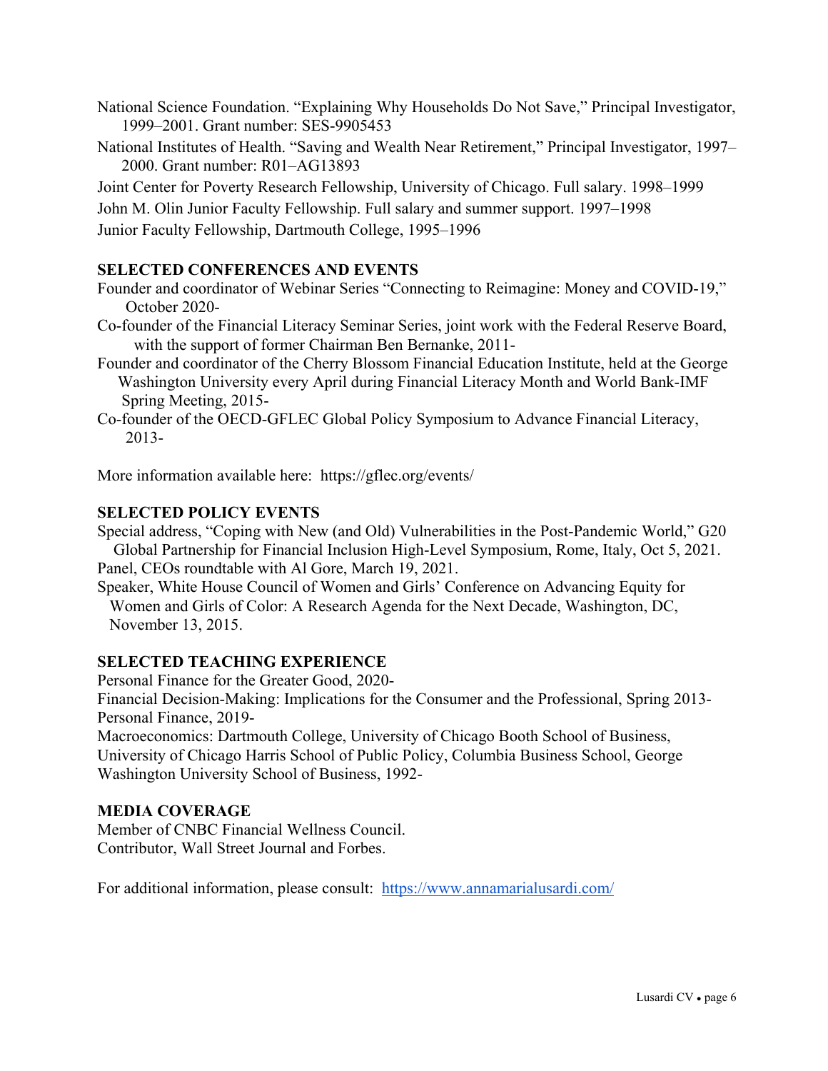National Science Foundation. "Explaining Why Households Do Not Save," Principal Investigator, 1999–2001. Grant number: SES-9905453

National Institutes of Health. "Saving and Wealth Near Retirement," Principal Investigator, 1997–2000. Grant number: R01–AG13893

Joint Center for Poverty Research Fellowship, University of Chicago. Full salary. 1998–1999

John M. Olin Junior Faculty Fellowship. Full salary and summer support. 1997–1998

Junior Faculty Fellowship, Dartmouth College, 1995–1996

## SELECTED CONFERENCES AND EVENTS

Founder and coordinator of Webinar Series "Connecting to Reimagine: Money and COVID-19," October 2020-

Co-founder of the Financial Literacy Seminar Series, joint work with the Federal Reserve Board, with the support of former Chairman Ben Bernanke, 2011-

Founder and coordinator of the Cherry Blossom Financial Education Institute, held at the George Washington University every April during Financial Literacy Month and World Bank-IMF Spring Meeting, 2015-

Co-founder of the OECD-GFLEC Global Policy Symposium to Advance Financial Literacy, 2013-

More information available here: https://gflec.org/events/

## SELECTED POLICY EVENTS

Special address, "Coping with New (and Old) Vulnerabilities in the Post-Pandemic World," G20 Global Partnership for Financial Inclusion High-Level Symposium, Rome, Italy, Oct 5, 2021.

Panel, CEOs roundtable with Al Gore, March 19, 2021.

Speaker, White House Council of Women and Girls' Conference on Advancing Equity for Women and Girls of Color: A Research Agenda for the Next Decade, Washington, DC, November 13, 2015.

## SELECTED TEACHING EXPERIENCE

Personal Finance for the Greater Good, 2020-

Financial Decision-Making: Implications for the Consumer and the Professional, Spring 2013-

Personal Finance, 2019-

Macroeconomics: Dartmouth College, University of Chicago Booth School of Business, University of Chicago Harris School of Public Policy, Columbia Business School, George Washington University School of Business, 1992-

## MEDIA COVERAGE

Member of CNBC Financial Wellness Council.

Contributor, Wall Street Journal and Forbes.

For additional information, please consult: https://www.annamarialusardi.com/